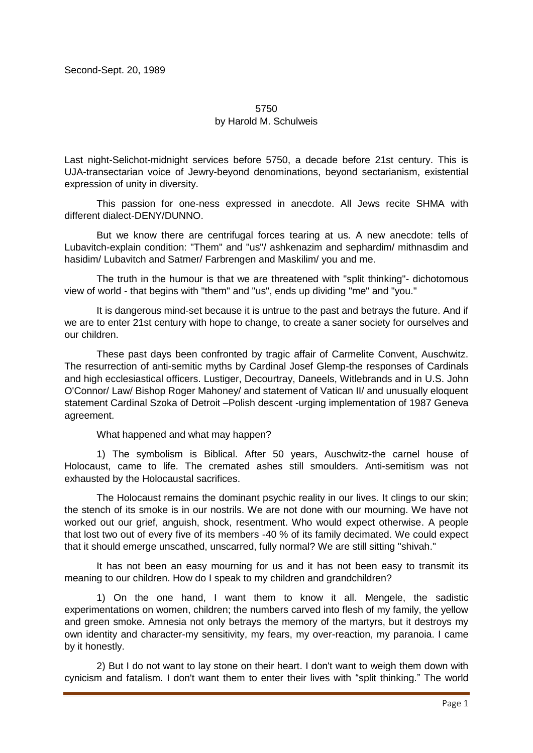Second-Sept. 20, 1989

# 5750

by Harold M. Schulweis

Last night-Selichot-midnight services before 5750, a decade before 21st century. This is UJA-transectarian voice of Jewry-beyond denominations, beyond sectarianism, existential expression of unity in diversity.

This passion for one-ness expressed in anecdote. All Jews recite SHMA with different dialect-DENY/DUNNO.

But we know there are centrifugal forces tearing at us. A new anecdote: tells of Lubavitch-explain condition: "Them" and "us"/ ashkenazim and sephardim/ mithnasdim and hasidim/ Lubavitch and Satmer/ Farbrengen and Maskilim/ you and me.

The truth in the humour is that we are threatened with "split thinking"- dichotomous view of world - that begins with "them" and "us", ends up dividing "me" and "you."

It is dangerous mind-set because it is untrue to the past and betrays the future. And if we are to enter 21st century with hope to change, to create a saner society for ourselves and our children.

These past days been confronted by tragic affair of Carmelite Convent, Auschwitz. The resurrection of anti-semitic myths by Cardinal Josef Glemp-the responses of Cardinals and high ecclesiastical officers. Lustiger, Decourtray, Daneels, Witlebrands and in U.S. John O'Connor/ Law/ Bishop Roger Mahoney/ and statement of Vatican II/ and unusually eloquent statement Cardinal Szoka of Detroit –Polish descent -urging implementation of 1987 Geneva agreement.

What happened and what may happen?

1) The symbolism is Biblical. After 50 years, Auschwitz-the carnel house of Holocaust, came to life. The cremated ashes still smoulders. Anti-semitism was not exhausted by the Holocaustal sacrifices.

The Holocaust remains the dominant psychic reality in our lives. It clings to our skin; the stench of its smoke is in our nostrils. We are not done with our mourning. We have not worked out our grief, anguish, shock, resentment. Who would expect otherwise. A people that lost two out of every five of its members -40 % of its family decimated. We could expect that it should emerge unscathed, unscarred, fully normal? We are still sitting "shivah."

It has not been an easy mourning for us and it has not been easy to transmit its meaning to our children. How do I speak to my children and grandchildren?

1) On the one hand, I want them to know it all. Mengele, the sadistic experimentations on women, children; the numbers carved into flesh of my family, the yellow and green smoke. Amnesia not only betrays the memory of the martyrs, but it destroys my own identity and character-my sensitivity, my fears, my over-reaction, my paranoia. I came by it honestly.

2) But I do not want to lay stone on their heart. I don't want to weigh them down with cynicism and fatalism. I don't want them to enter their lives with "split thinking." The world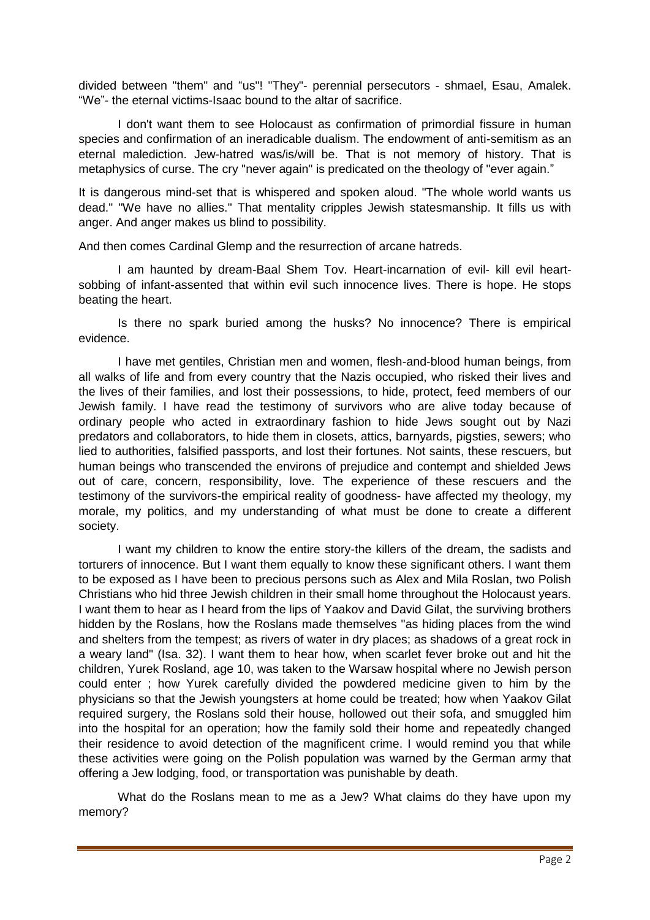divided between "them" and "us"! "They"- perennial persecutors - shmael, Esau, Amalek. "We"- the eternal victims-Isaac bound to the altar of sacrifice.

I don't want them to see Holocaust as confirmation of primordial fissure in human species and confirmation of an ineradicable dualism. The endowment of anti-semitism as an eternal malediction. Jew-hatred was/is/will be. That is not memory of history. That is metaphysics of curse. The cry "never again" is predicated on the theology of "ever again."

It is dangerous mind-set that is whispered and spoken aloud. "The whole world wants us dead." "We have no allies." That mentality cripples Jewish statesmanship. It fills us with anger. And anger makes us blind to possibility.

And then comes Cardinal Glemp and the resurrection of arcane hatreds.

I am haunted by dream-Baal Shem Tov. Heart-incarnation of evil- kill evil heart-sobbing of infant-assented that within evil such innocence lives. There is hope. He stops beating the heart.

Is there no spark buried among the husks? No innocence? There is empirical evidence.

I have met gentiles, Christian men and women, flesh-and-blood human beings, from all walks of life and from every country that the Nazis occupied, who risked their lives and the lives of their families, and lost their possessions, to hide, protect, feed members of our Jewish family. I have read the testimony of survivors who are alive today because of ordinary people who acted in extraordinary fashion to hide Jews sought out by Nazi predators and collaborators, to hide them in closets, attics, barnyards, pigsties, sewers; who lied to authorities, falsified passports, and lost their fortunes. Not saints, these rescuers, but human beings who transcended the environs of prejudice and contempt and shielded Jews out of care, concern, responsibility, love. The experience of these rescuers and the testimony of the survivors-the empirical reality of goodness- have affected my theology, my morale, my politics, and my understanding of what must be done to create a different society.

I want my children to know the entire story-the killers of the dream, the sadists and torturers of innocence. But I want them equally to know these significant others. I want them to be exposed as I have been to precious persons such as Alex and Mila Roslan, two Polish Christians who hid three Jewish children in their small home throughout the Holocaust years. I want them to hear as I heard from the lips of Yaakov and David Gilat, the surviving brothers hidden by the Roslans, how the Roslans made themselves "as hiding places from the wind and shelters from the tempest; as rivers of water in dry places; as shadows of a great rock in a weary land" (Isa. 32). I want them to hear how, when scarlet fever broke out and hit the children, Yurek Rosland, age 10, was taken to the Warsaw hospital where no Jewish person could enter ; how Yurek carefully divided the powdered medicine given to him by the physicians so that the Jewish youngsters at home could be treated; how when Yaakov Gilat required surgery, the Roslans sold their house, hollowed out their sofa, and smuggled him into the hospital for an operation; how the family sold their home and repeatedly changed their residence to avoid detection of the magnificent crime. I would remind you that while these activities were going on the Polish population was warned by the German army that offering a Jew lodging, food, or transportation was punishable by death.

What do the Roslans mean to me as a Jew? What claims do they have upon my memory?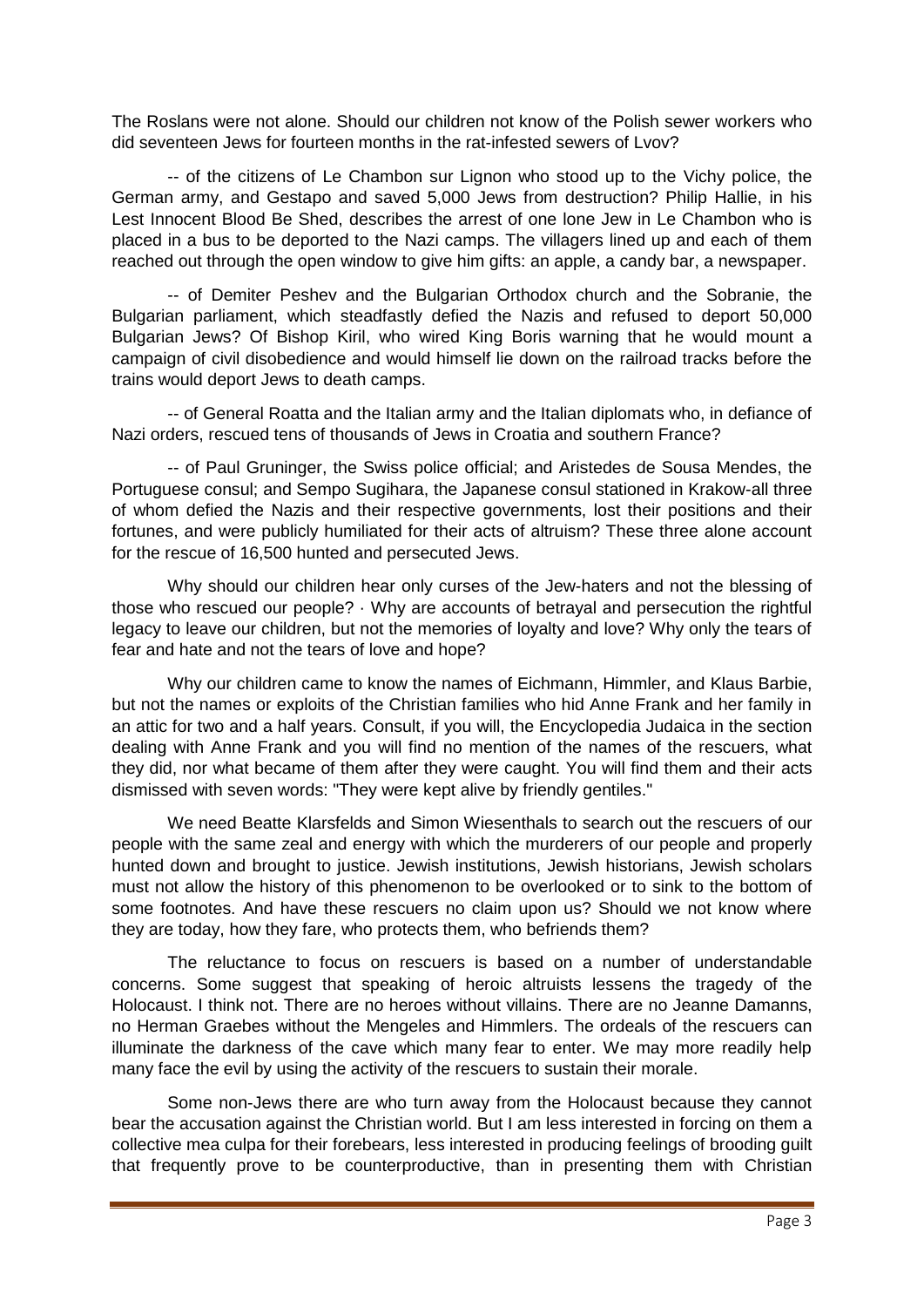The Roslans were not alone. Should our children not know of the Polish sewer workers who did seventeen Jews for fourteen months in the rat-infested sewers of Lvov?

-- of the citizens of Le Chambon sur Lignon who stood up to the Vichy police, the German army, and Gestapo and saved 5,000 Jews from destruction? Philip Hallie, in his Lest Innocent Blood Be Shed, describes the arrest of one lone Jew in Le Chambon who is placed in a bus to be deported to the Nazi camps. The villagers lined up and each of them reached out through the open window to give him gifts: an apple, a candy bar, a newspaper.

-- of Demiter Peshev and the Bulgarian Orthodox church and the Sobranie, the Bulgarian parliament, which steadfastly defied the Nazis and refused to deport 50,000 Bulgarian Jews? Of Bishop Kiril, who wired King Boris warning that he would mount a campaign of civil disobedience and would himself lie down on the railroad tracks before the trains would deport Jews to death camps.

-- of General Roatta and the Italian army and the Italian diplomats who, in defiance of Nazi orders, rescued tens of thousands of Jews in Croatia and southern France?

-- of Paul Gruninger, the Swiss police official; and Aristedes de Sousa Mendes, the Portuguese consul; and Sempo Sugihara, the Japanese consul stationed in Krakow-all three of whom defied the Nazis and their respective governments, lost their positions and their fortunes, and were publicly humiliated for their acts of altruism? These three alone account for the rescue of 16,500 hunted and persecuted Jews.

Why should our children hear only curses of the Jew-haters and not the blessing of those who rescued our people? · Why are accounts of betrayal and persecution the rightful legacy to leave our children, but not the memories of loyalty and love? Why only the tears of fear and hate and not the tears of love and hope?

Why our children came to know the names of Eichmann, Himmler, and Klaus Barbie, but not the names or exploits of the Christian families who hid Anne Frank and her family in an attic for two and a half years. Consult, if you will, the Encyclopedia Judaica in the section dealing with Anne Frank and you will find no mention of the names of the rescuers, what they did, nor what became of them after they were caught. You will find them and their acts dismissed with seven words: "They were kept alive by friendly gentiles."

We need Beatte Klarsfelds and Simon Wiesenthals to search out the rescuers of our people with the same zeal and energy with which the murderers of our people and properly hunted down and brought to justice. Jewish institutions, Jewish historians, Jewish scholars must not allow the history of this phenomenon to be overlooked or to sink to the bottom of some footnotes. And have these rescuers no claim upon us? Should we not know where they are today, how they fare, who protects them, who befriends them?

The reluctance to focus on rescuers is based on a number of understandable concerns. Some suggest that speaking of heroic altruists lessens the tragedy of the Holocaust. I think not. There are no heroes without villains. There are no Jeanne Damanns, no Herman Graebes without the Mengeles and Himmlers. The ordeals of the rescuers can illuminate the darkness of the cave which many fear to enter. We may more readily help many face the evil by using the activity of the rescuers to sustain their morale.

Some non-Jews there are who turn away from the Holocaust because they cannot bear the accusation against the Christian world. But I am less interested in forcing on them a collective mea culpa for their forebears, less interested in producing feelings of brooding guilt that frequently prove to be counterproductive, than in presenting them with Christian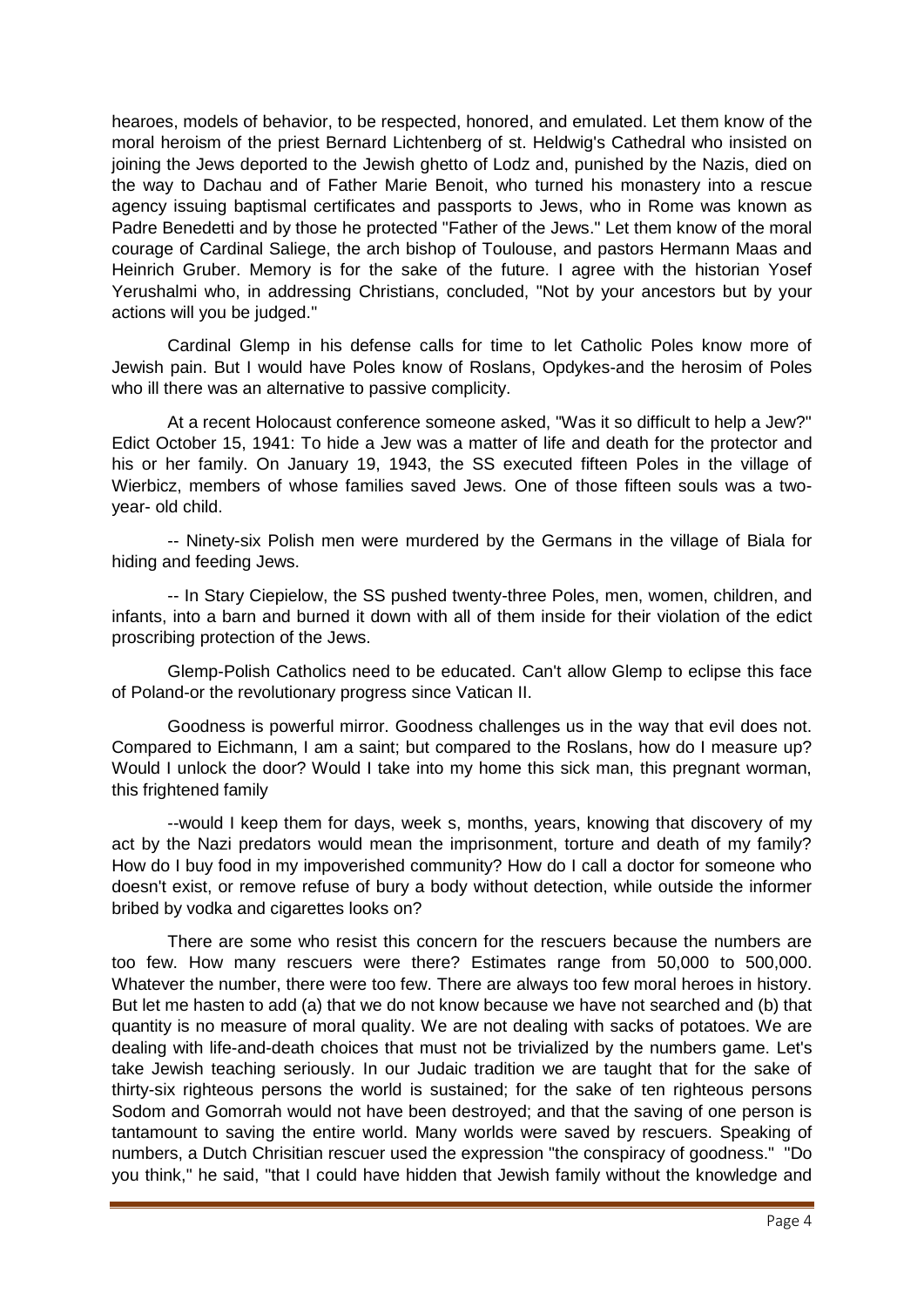hearoes, models of behavior, to be respected, honored, and emulated. Let them know of the moral heroism of the priest Bernard Lichtenberg of st. Heldwig's Cathedral who insisted on joining the Jews deported to the Jewish ghetto of Lodz and, punished by the Nazis, died on the way to Dachau and of Father Marie Benoit, who turned his monastery into a rescue agency issuing baptismal certificates and passports to Jews, who in Rome was known as Padre Benedetti and by those he protected "Father of the Jews." Let them know of the moral courage of Cardinal Saliege, the arch bishop of Toulouse, and pastors Hermann Maas and Heinrich Gruber. Memory is for the sake of the future. I agree with the historian Yosef Yerushalmi who, in addressing Christians, concluded, "Not by your ancestors but by your actions will you be judged."

Cardinal Glemp in his defense calls for time to let Catholic Poles know more of Jewish pain. But I would have Poles know of Roslans, Opdykes-and the herosim of Poles who ill there was an alternative to passive complicity.

At a recent Holocaust conference someone asked, "Was it so difficult to help a Jew?" Edict October 15, 1941: To hide a Jew was a matter of life and death for the protector and his or her family. On January 19, 1943, the SS executed fifteen Poles in the village of Wierbicz, members of whose families saved Jews. One of those fifteen souls was a two-year- old child.

-- Ninety-six Polish men were murdered by the Germans in the village of Biala for hiding and feeding Jews.

-- In Stary Ciepielow, the SS pushed twenty-three Poles, men, women, children, and infants, into a barn and burned it down with all of them inside for their violation of the edict proscribing protection of the Jews.

Glemp-Polish Catholics need to be educated. Can't allow Glemp to eclipse this face of Poland-or the revolutionary progress since Vatican II.

Goodness is powerful mirror. Goodness challenges us in the way that evil does not. Compared to Eichmann, I am a saint; but compared to the Roslans, how do I measure up? Would I unlock the door? Would I take into my home this sick man, this pregnant worman, this frightened family

--would I keep them for days, week s, months, years, knowing that discovery of my act by the Nazi predators would mean the imprisonment, torture and death of my family? How do I buy food in my impoverished community? How do I call a doctor for someone who doesn't exist, or remove refuse of bury a body without detection, while outside the informer bribed by vodka and cigarettes looks on?

There are some who resist this concern for the rescuers because the numbers are too few. How many rescuers were there? Estimates range from 50,000 to 500,000. Whatever the number, there were too few. There are always too few moral heroes in history. But let me hasten to add (a) that we do not know because we have not searched and (b) that quantity is no measure of moral quality. We are not dealing with sacks of potatoes. We are dealing with life-and-death choices that must not be trivialized by the numbers game. Let's take Jewish teaching seriously. In our Judaic tradition we are taught that for the sake of thirty-six righteous persons the world is sustained; for the sake of ten righteous persons Sodom and Gomorrah would not have been destroyed; and that the saving of one person is tantamount to saving the entire world. Many worlds were saved by rescuers. Speaking of numbers, a Dutch Chrisitian rescuer used the expression "the conspiracy of goodness." "Do you think," he said, "that I could have hidden that Jewish family without the knowledge and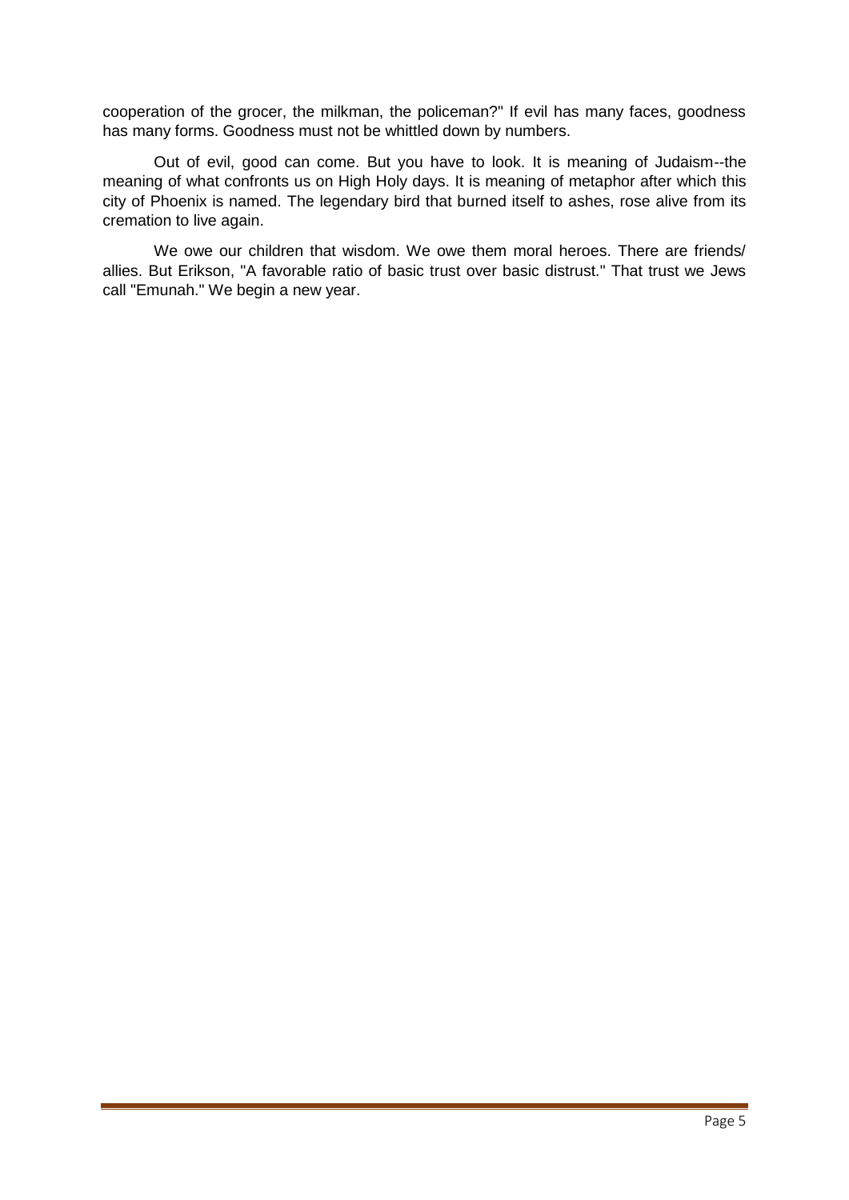cooperation of the grocer, the milkman, the policeman?" If evil has many faces, goodness has many forms. Goodness must not be whittled down by numbers.

Out of evil, good can come. But you have to look. It is meaning of Judaism--the meaning of what confronts us on High Holy days. It is meaning of metaphor after which this city of Phoenix is named. The legendary bird that burned itself to ashes, rose alive from its cremation to live again.

We owe our children that wisdom. We owe them moral heroes. There are friends/ allies. But Erikson, "A favorable ratio of basic trust over basic distrust." That trust we Jews call "Emunah." We begin a new year.